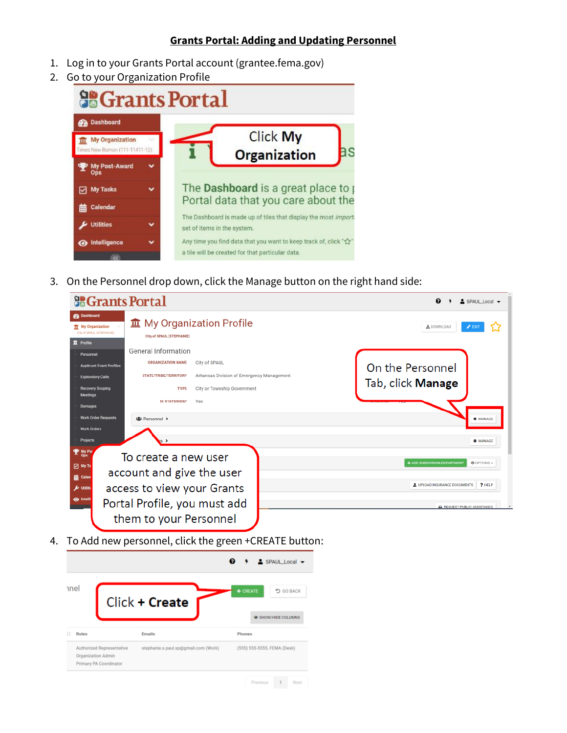# Grants Portal: Adding and Updating Personnel

1. Log in to your Grants Portal account (grantee.fema.gov)
2. Go to your Organization Profile

Click My Organization

3. On the Personnel drop down, click the Manage button on the right hand side:

On the Personnel Tab, click **Manage**

To create a new user account and give the user access to view your Grants Portal Profile, you must add them to your Personnel

4. To Add new personnel, click the green +CREATE button:

Click **+ Create**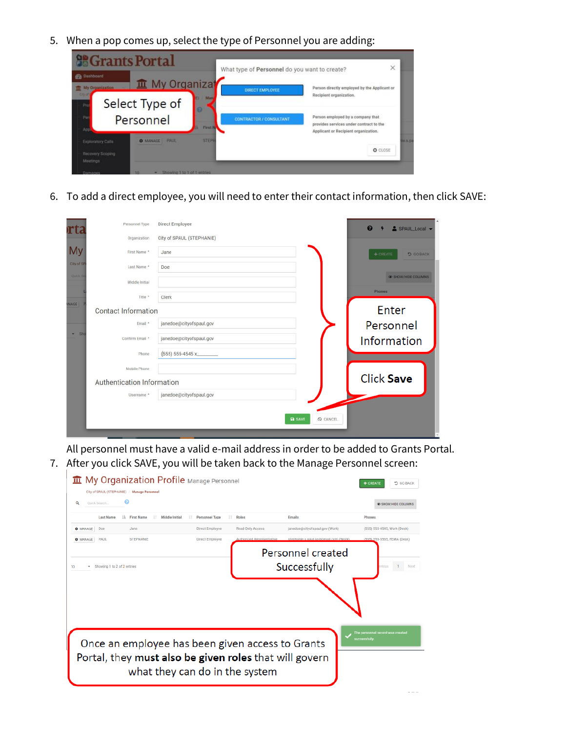5. When a pop comes up, select the type of Personnel you are adding:

6. To add a direct employee, you will need to enter their contact information, then click SAVE:

All personnel must have a valid e-mail address in order to be added to Grants Portal.

7. After you click SAVE, you will be taken back to the Manage Personnel screen: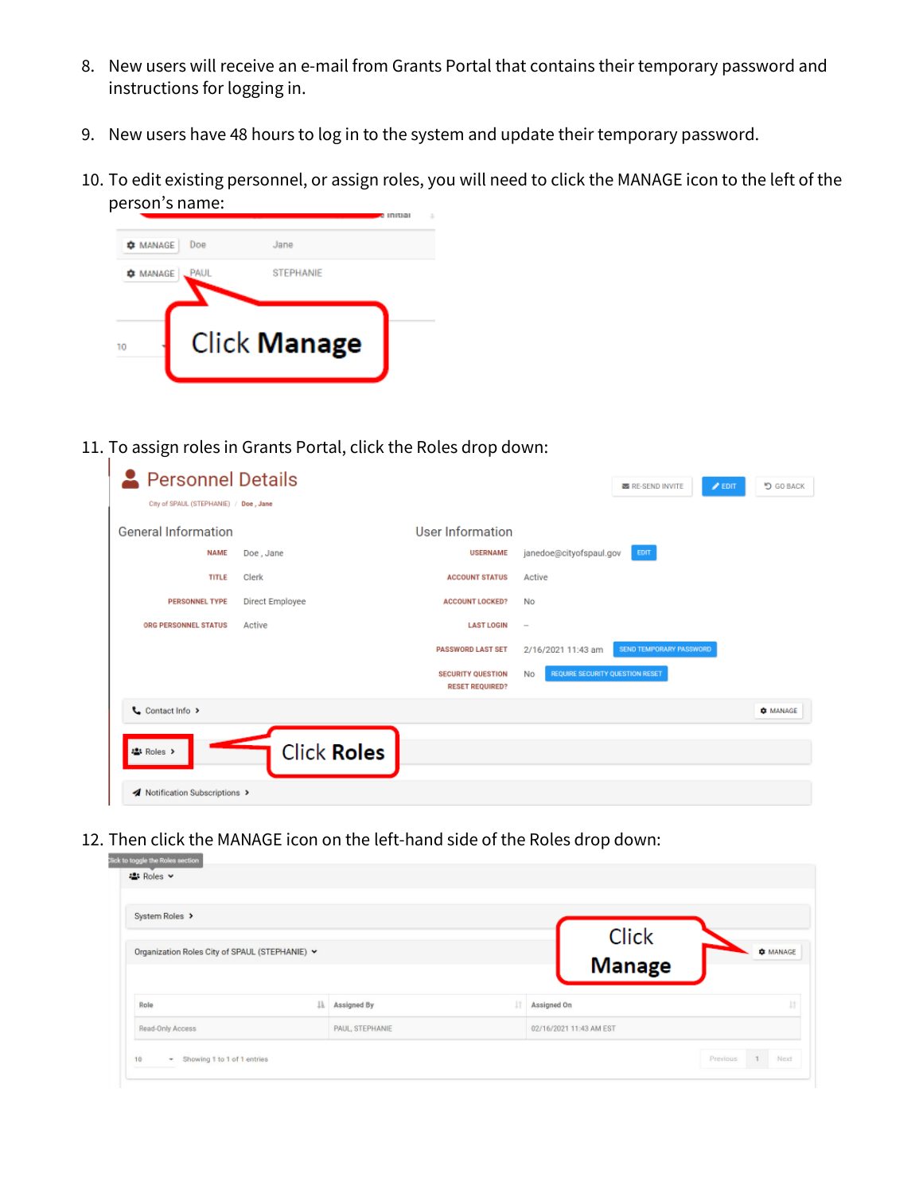8. New users will receive an e-mail from Grants Portal that contains their temporary password and instructions for logging in.

9. New users have 48 hours to log in to the system and update their temporary password.

10. To edit existing personnel, or assign roles, you will need to click the MANAGE icon to the left of the person's name:

11. To assign roles in Grants Portal, click the Roles drop down:

12. Then click the MANAGE icon on the left-hand side of the Roles drop down: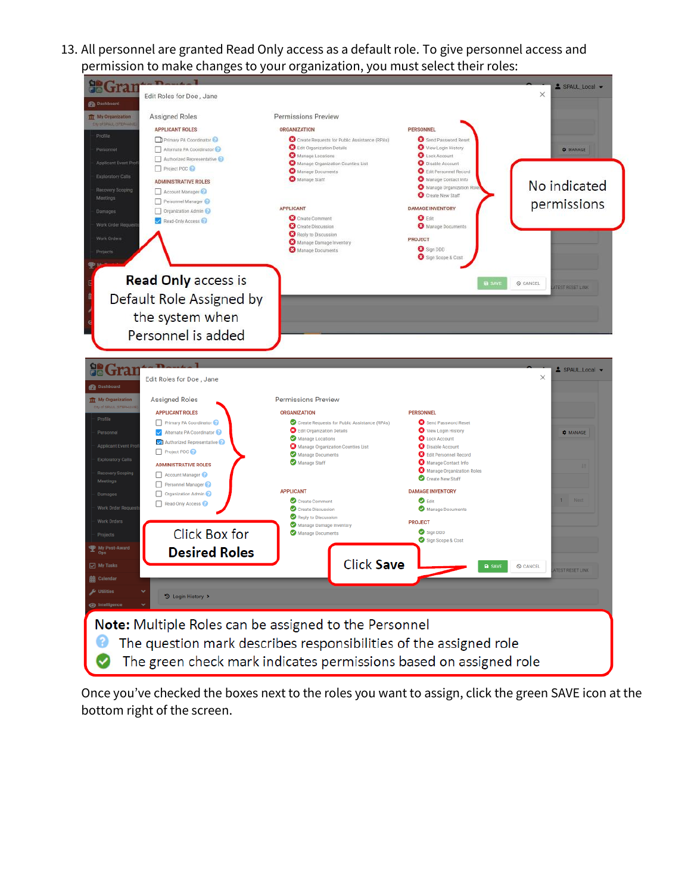13. All personnel are granted Read Only access as a default role. To give personnel access and permission to make changes to your organization, you must select their roles:

Once you've checked the boxes next to the roles you want to assign, click the green SAVE icon at the bottom right of the screen.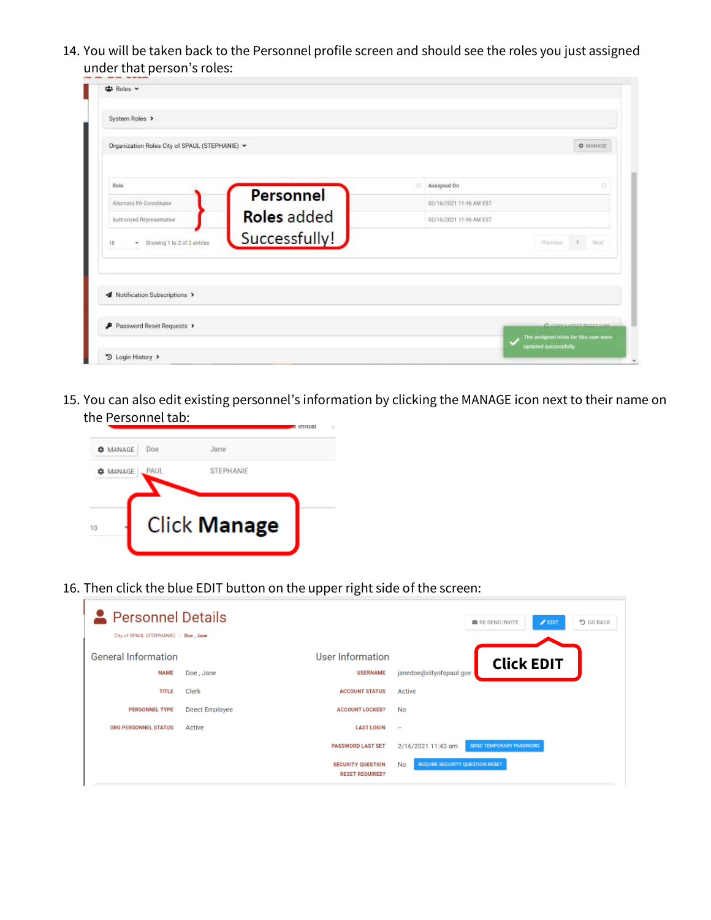14. You will be taken back to the Personnel profile screen and should see the roles you just assigned under that person's roles:

15. You can also edit existing personnel's information by clicking the MANAGE icon next to their name on the Personnel tab:

16. Then click the blue EDIT button on the upper right side of the screen: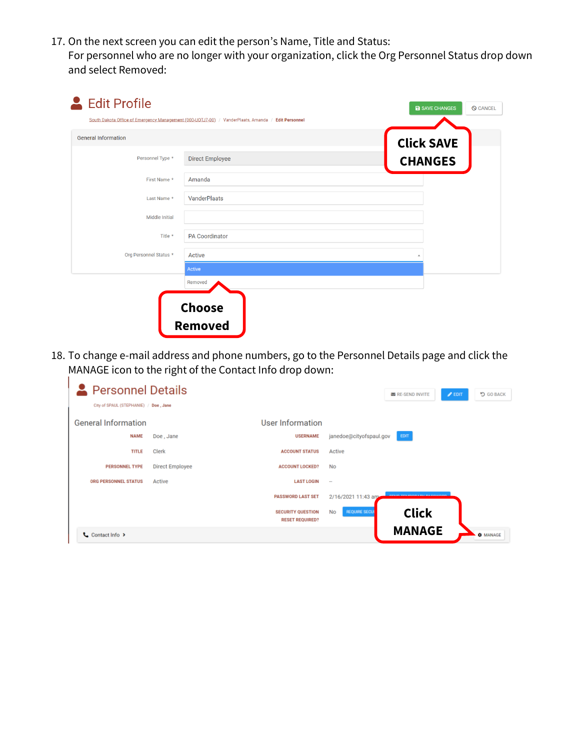17. On the next screen you can edit the person's Name, Title and Status:
    For personnel who are no longer with your organization, click the Org Personnel Status drop down and select Removed:

**Edit Profile**

SAVE CHANGES | CANCEL

South Dakota Office of Emergency Management (000-UQTJ7-00) / VanderPlaats, Amanda / Edit Personnel

General Information

| | |
|---|---|
| Personnel Type * | Direct Employee |
| First Name * | Amanda |
| Last Name * | VanderPlaats |
| Middle Initial | |
| Title * | PA Coordinator |
| Org Personnel Status * | Active |

Active
Removed

**Click SAVE CHANGES**

**Choose Removed**

18. To change e-mail address and phone numbers, go to the Personnel Details page and click the MANAGE icon to the right of the Contact Info drop down:

**Personnel Details**

RE-SEND INVITE | EDIT | GO BACK

City of SPAUL (STEPHANIE) / Doe , Jane

General Information

| | |
|---|---|
| NAME | Doe , Jane |
| TITLE | Clerk |
| PERSONNEL TYPE | Direct Employee |
| ORG PERSONNEL STATUS | Active |

User Information

| | |
|---|---|
| USERNAME | janedoe@cityofspaul.gov EDIT |
| ACCOUNT STATUS | Active |
| ACCOUNT LOCKED? | No |
| LAST LOGIN | – |
| PASSWORD LAST SET | 2/16/2021 11:43 am |
| SECURITY QUESTION RESET REQUIRED? | No REQUIRE SECU... |

Contact Info › MANAGE

**Click MANAGE**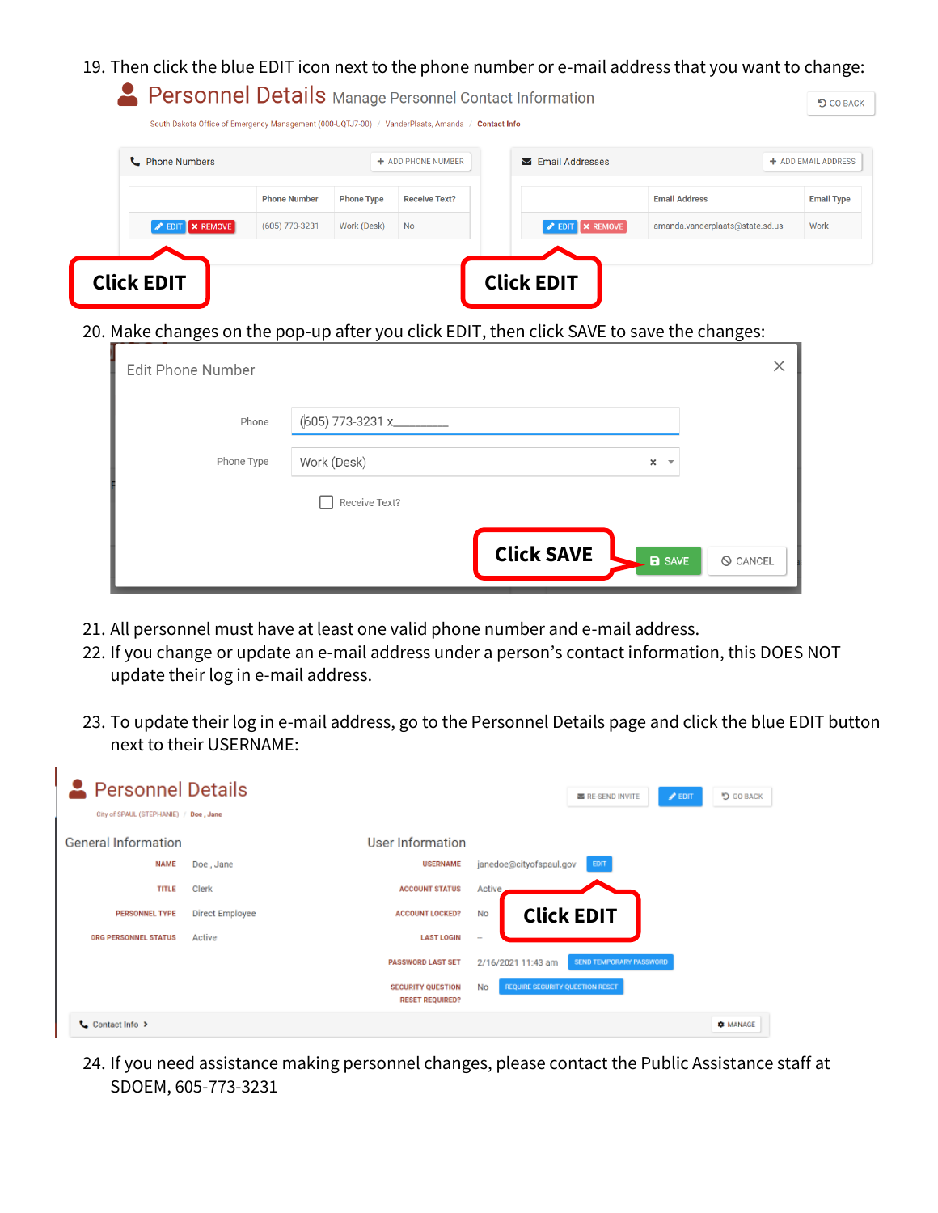19. Then click the blue EDIT icon next to the phone number or e-mail address that you want to change:

Personnel Details Manage Personnel Contact Information

GO BACK

South Dakota Office of Emergency Management (000-UQTJ7-00) / VanderPlaats, Amanda / Contact Info

Phone Numbers — ADD PHONE NUMBER

| | Phone Number | Phone Type | Receive Text? |
|---|---|---|---|
| EDIT REMOVE | (605) 773-3231 | Work (Desk) | No |

Email Addresses — ADD EMAIL ADDRESS

| | Email Address | Email Type |
|---|---|---|
| EDIT REMOVE | amanda.vanderplaats@state.sd.us | Work |

Click EDIT

Click EDIT

20. Make changes on the pop-up after you click EDIT, then click SAVE to save the changes:

Edit Phone Number

Phone (605) 773-3231 x______

Phone Type Work (Desk)

Receive Text?

Click SAVE

SAVE CANCEL

21. All personnel must have at least one valid phone number and e-mail address.
22. If you change or update an e-mail address under a person's contact information, this DOES NOT update their log in e-mail address.

23. To update their log in e-mail address, go to the Personnel Details page and click the blue EDIT button next to their USERNAME:

Personnel Details

RE-SEND INVITE EDIT GO BACK

City of SPAUL (STEPHANIE) / Doe , Jane

General Information

| | |
|---|---|
| NAME | Doe , Jane |
| TITLE | Clerk |
| PERSONNEL TYPE | Direct Employee |
| ORG PERSONNEL STATUS | Active |

User Information

| | |
|---|---|
| USERNAME | janedoe@cityofspaul.gov EDIT |
| ACCOUNT STATUS | Active |
| ACCOUNT LOCKED? | No |
| LAST LOGIN | – |
| PASSWORD LAST SET | 2/16/2021 11:43 am SEND TEMPORARY PASSWORD |
| SECURITY QUESTION RESET REQUIRED? | No REQUIRE SECURITY QUESTION RESET |

Click EDIT

Contact Info › MANAGE

24. If you need assistance making personnel changes, please contact the Public Assistance staff at SDOEM, 605-773-3231